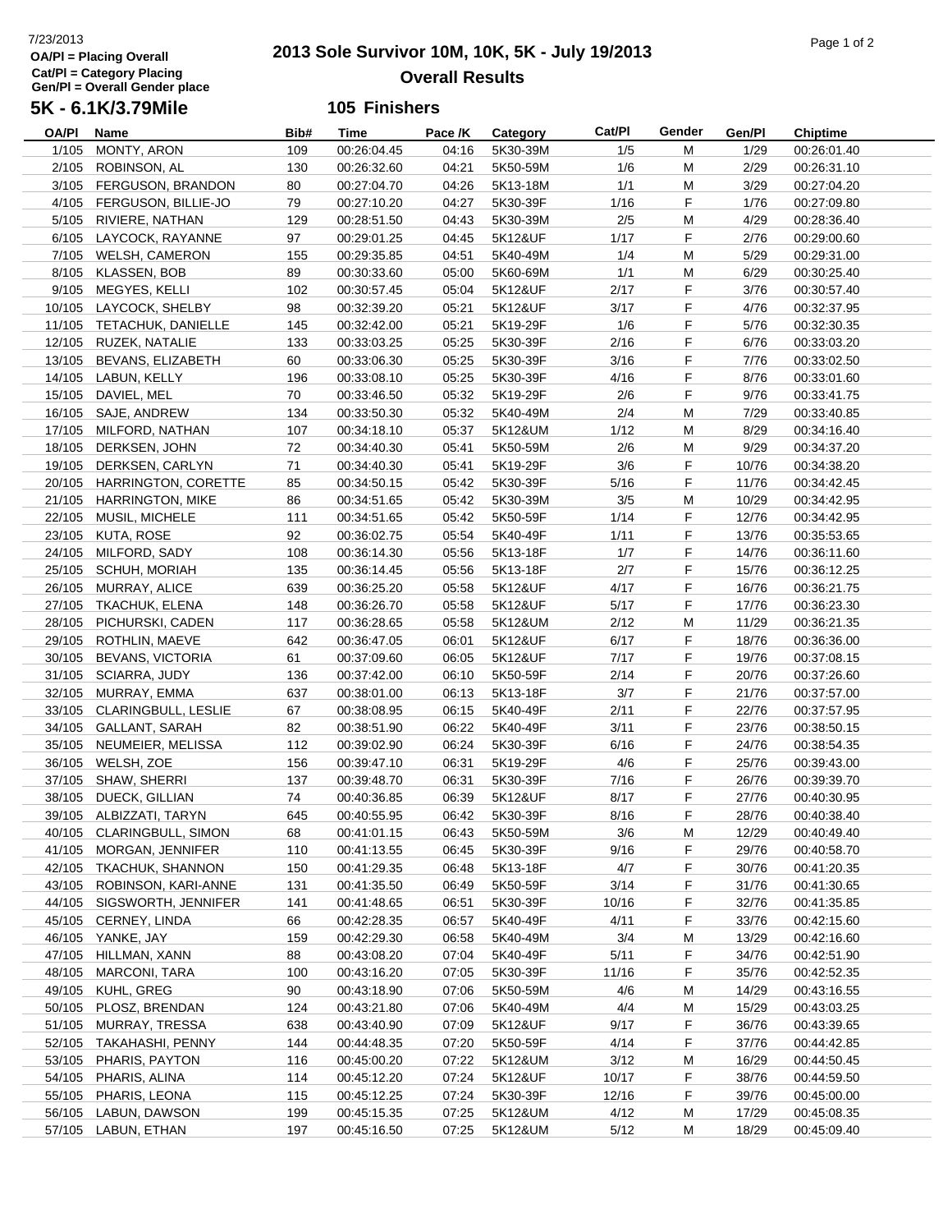7/23/2013

**OA/Pl = Placing Overall**
**Cat/Pl = Category Placing**
**Gen/Pl = Overall Gender place**

# 2013 Sole Survivor 10M, 10K, 5K - July 19/2013

## Overall Results

### 5K - 6.1K/3.79Mile — 105 Finishers

| OA/Pl | Name | Bib# | Time | Pace /K | Category | Cat/Pl | Gender | Gen/Pl | Chiptime |
|---|---|---|---|---|---|---|---|---|---|
| 1/105 | MONTY, ARON | 109 | 00:26:04.45 | 04:16 | 5K30-39M | 1/5 | M | 1/29 | 00:26:01.40 |
| 2/105 | ROBINSON, AL | 130 | 00:26:32.60 | 04:21 | 5K50-59M | 1/6 | M | 2/29 | 00:26:31.10 |
| 3/105 | FERGUSON, BRANDON | 80 | 00:27:04.70 | 04:26 | 5K13-18M | 1/1 | M | 3/29 | 00:27:04.20 |
| 4/105 | FERGUSON, BILLIE-JO | 79 | 00:27:10.20 | 04:27 | 5K30-39F | 1/16 | F | 1/76 | 00:27:09.80 |
| 5/105 | RIVIERE, NATHAN | 129 | 00:28:51.50 | 04:43 | 5K30-39M | 2/5 | M | 4/29 | 00:28:36.40 |
| 6/105 | LAYCOCK, RAYANNE | 97 | 00:29:01.25 | 04:45 | 5K12&UF | 1/17 | F | 2/76 | 00:29:00.60 |
| 7/105 | WELSH, CAMERON | 155 | 00:29:35.85 | 04:51 | 5K40-49M | 1/4 | M | 5/29 | 00:29:31.00 |
| 8/105 | KLASSEN, BOB | 89 | 00:30:33.60 | 05:00 | 5K60-69M | 1/1 | M | 6/29 | 00:30:25.40 |
| 9/105 | MEGYES, KELLI | 102 | 00:30:57.45 | 05:04 | 5K12&UF | 2/17 | F | 3/76 | 00:30:57.40 |
| 10/105 | LAYCOCK, SHELBY | 98 | 00:32:39.20 | 05:21 | 5K12&UF | 3/17 | F | 4/76 | 00:32:37.95 |
| 11/105 | TETACHUK, DANIELLE | 145 | 00:32:42.00 | 05:21 | 5K19-29F | 1/6 | F | 5/76 | 00:32:30.35 |
| 12/105 | RUZEK, NATALIE | 133 | 00:33:03.25 | 05:25 | 5K30-39F | 2/16 | F | 6/76 | 00:33:03.20 |
| 13/105 | BEVANS, ELIZABETH | 60 | 00:33:06.30 | 05:25 | 5K30-39F | 3/16 | F | 7/76 | 00:33:02.50 |
| 14/105 | LABUN, KELLY | 196 | 00:33:08.10 | 05:25 | 5K30-39F | 4/16 | F | 8/76 | 00:33:01.60 |
| 15/105 | DAVIEL, MEL | 70 | 00:33:46.50 | 05:32 | 5K19-29F | 2/6 | F | 9/76 | 00:33:41.75 |
| 16/105 | SAJE, ANDREW | 134 | 00:33:50.30 | 05:32 | 5K40-49M | 2/4 | M | 7/29 | 00:33:40.85 |
| 17/105 | MILFORD, NATHAN | 107 | 00:34:18.10 | 05:37 | 5K12&UM | 1/12 | M | 8/29 | 00:34:16.40 |
| 18/105 | DERKSEN, JOHN | 72 | 00:34:40.30 | 05:41 | 5K50-59M | 2/6 | M | 9/29 | 00:34:37.20 |
| 19/105 | DERKSEN, CARLYN | 71 | 00:34:40.30 | 05:41 | 5K19-29F | 3/6 | F | 10/76 | 00:34:38.20 |
| 20/105 | HARRINGTON, CORETTE | 85 | 00:34:50.15 | 05:42 | 5K30-39F | 5/16 | F | 11/76 | 00:34:42.45 |
| 21/105 | HARRINGTON, MIKE | 86 | 00:34:51.65 | 05:42 | 5K30-39M | 3/5 | M | 10/29 | 00:34:42.95 |
| 22/105 | MUSIL, MICHELE | 111 | 00:34:51.65 | 05:42 | 5K50-59F | 1/14 | F | 12/76 | 00:34:42.95 |
| 23/105 | KUTA, ROSE | 92 | 00:36:02.75 | 05:54 | 5K40-49F | 1/11 | F | 13/76 | 00:35:53.65 |
| 24/105 | MILFORD, SADY | 108 | 00:36:14.30 | 05:56 | 5K13-18F | 1/7 | F | 14/76 | 00:36:11.60 |
| 25/105 | SCHUH, MORIAH | 135 | 00:36:14.45 | 05:56 | 5K13-18F | 2/7 | F | 15/76 | 00:36:12.25 |
| 26/105 | MURRAY, ALICE | 639 | 00:36:25.20 | 05:58 | 5K12&UF | 4/17 | F | 16/76 | 00:36:21.75 |
| 27/105 | TKACHUK, ELENA | 148 | 00:36:26.70 | 05:58 | 5K12&UF | 5/17 | F | 17/76 | 00:36:23.30 |
| 28/105 | PICHURSKI, CADEN | 117 | 00:36:28.65 | 05:58 | 5K12&UM | 2/12 | M | 11/29 | 00:36:21.35 |
| 29/105 | ROTHLIN, MAEVE | 642 | 00:36:47.05 | 06:01 | 5K12&UF | 6/17 | F | 18/76 | 00:36:36.00 |
| 30/105 | BEVANS, VICTORIA | 61 | 00:37:09.60 | 06:05 | 5K12&UF | 7/17 | F | 19/76 | 00:37:08.15 |
| 31/105 | SCIARRA, JUDY | 136 | 00:37:42.00 | 06:10 | 5K50-59F | 2/14 | F | 20/76 | 00:37:26.60 |
| 32/105 | MURRAY, EMMA | 637 | 00:38:01.00 | 06:13 | 5K13-18F | 3/7 | F | 21/76 | 00:37:57.00 |
| 33/105 | CLARINGBULL, LESLIE | 67 | 00:38:08.95 | 06:15 | 5K40-49F | 2/11 | F | 22/76 | 00:37:57.95 |
| 34/105 | GALLANT, SARAH | 82 | 00:38:51.90 | 06:22 | 5K40-49F | 3/11 | F | 23/76 | 00:38:50.15 |
| 35/105 | NEUMEIER, MELISSA | 112 | 00:39:02.90 | 06:24 | 5K30-39F | 6/16 | F | 24/76 | 00:38:54.35 |
| 36/105 | WELSH, ZOE | 156 | 00:39:47.10 | 06:31 | 5K19-29F | 4/6 | F | 25/76 | 00:39:43.00 |
| 37/105 | SHAW, SHERRI | 137 | 00:39:48.70 | 06:31 | 5K30-39F | 7/16 | F | 26/76 | 00:39:39.70 |
| 38/105 | DUECK, GILLIAN | 74 | 00:40:36.85 | 06:39 | 5K12&UF | 8/17 | F | 27/76 | 00:40:30.95 |
| 39/105 | ALBIZZATI, TARYN | 645 | 00:40:55.95 | 06:42 | 5K30-39F | 8/16 | F | 28/76 | 00:40:38.40 |
| 40/105 | CLARINGBULL, SIMON | 68 | 00:41:01.15 | 06:43 | 5K50-59M | 3/6 | M | 12/29 | 00:40:49.40 |
| 41/105 | MORGAN, JENNIFER | 110 | 00:41:13.55 | 06:45 | 5K30-39F | 9/16 | F | 29/76 | 00:40:58.70 |
| 42/105 | TKACHUK, SHANNON | 150 | 00:41:29.35 | 06:48 | 5K13-18F | 4/7 | F | 30/76 | 00:41:20.35 |
| 43/105 | ROBINSON, KARI-ANNE | 131 | 00:41:35.50 | 06:49 | 5K50-59F | 3/14 | F | 31/76 | 00:41:30.65 |
| 44/105 | SIGSWORTH, JENNIFER | 141 | 00:41:48.65 | 06:51 | 5K30-39F | 10/16 | F | 32/76 | 00:41:35.85 |
| 45/105 | CERNEY, LINDA | 66 | 00:42:28.35 | 06:57 | 5K40-49F | 4/11 | F | 33/76 | 00:42:15.60 |
| 46/105 | YANKE, JAY | 159 | 00:42:29.30 | 06:58 | 5K40-49M | 3/4 | M | 13/29 | 00:42:16.60 |
| 47/105 | HILLMAN, XANN | 88 | 00:43:08.20 | 07:04 | 5K40-49F | 5/11 | F | 34/76 | 00:42:51.90 |
| 48/105 | MARCONI, TARA | 100 | 00:43:16.20 | 07:05 | 5K30-39F | 11/16 | F | 35/76 | 00:42:52.35 |
| 49/105 | KUHL, GREG | 90 | 00:43:18.90 | 07:06 | 5K50-59M | 4/6 | M | 14/29 | 00:43:16.55 |
| 50/105 | PLOSZ, BRENDAN | 124 | 00:43:21.80 | 07:06 | 5K40-49M | 4/4 | M | 15/29 | 00:43:03.25 |
| 51/105 | MURRAY, TRESSA | 638 | 00:43:40.90 | 07:09 | 5K12&UF | 9/17 | F | 36/76 | 00:43:39.65 |
| 52/105 | TAKAHASHI, PENNY | 144 | 00:44:48.35 | 07:20 | 5K50-59F | 4/14 | F | 37/76 | 00:44:42.85 |
| 53/105 | PHARIS, PAYTON | 116 | 00:45:00.20 | 07:22 | 5K12&UM | 3/12 | M | 16/29 | 00:44:50.45 |
| 54/105 | PHARIS, ALINA | 114 | 00:45:12.20 | 07:24 | 5K12&UF | 10/17 | F | 38/76 | 00:44:59.50 |
| 55/105 | PHARIS, LEONA | 115 | 00:45:12.25 | 07:24 | 5K30-39F | 12/16 | F | 39/76 | 00:45:00.00 |
| 56/105 | LABUN, DAWSON | 199 | 00:45:15.35 | 07:25 | 5K12&UM | 4/12 | M | 17/29 | 00:45:08.35 |
| 57/105 | LABUN, ETHAN | 197 | 00:45:16.50 | 07:25 | 5K12&UM | 5/12 | M | 18/29 | 00:45:09.40 |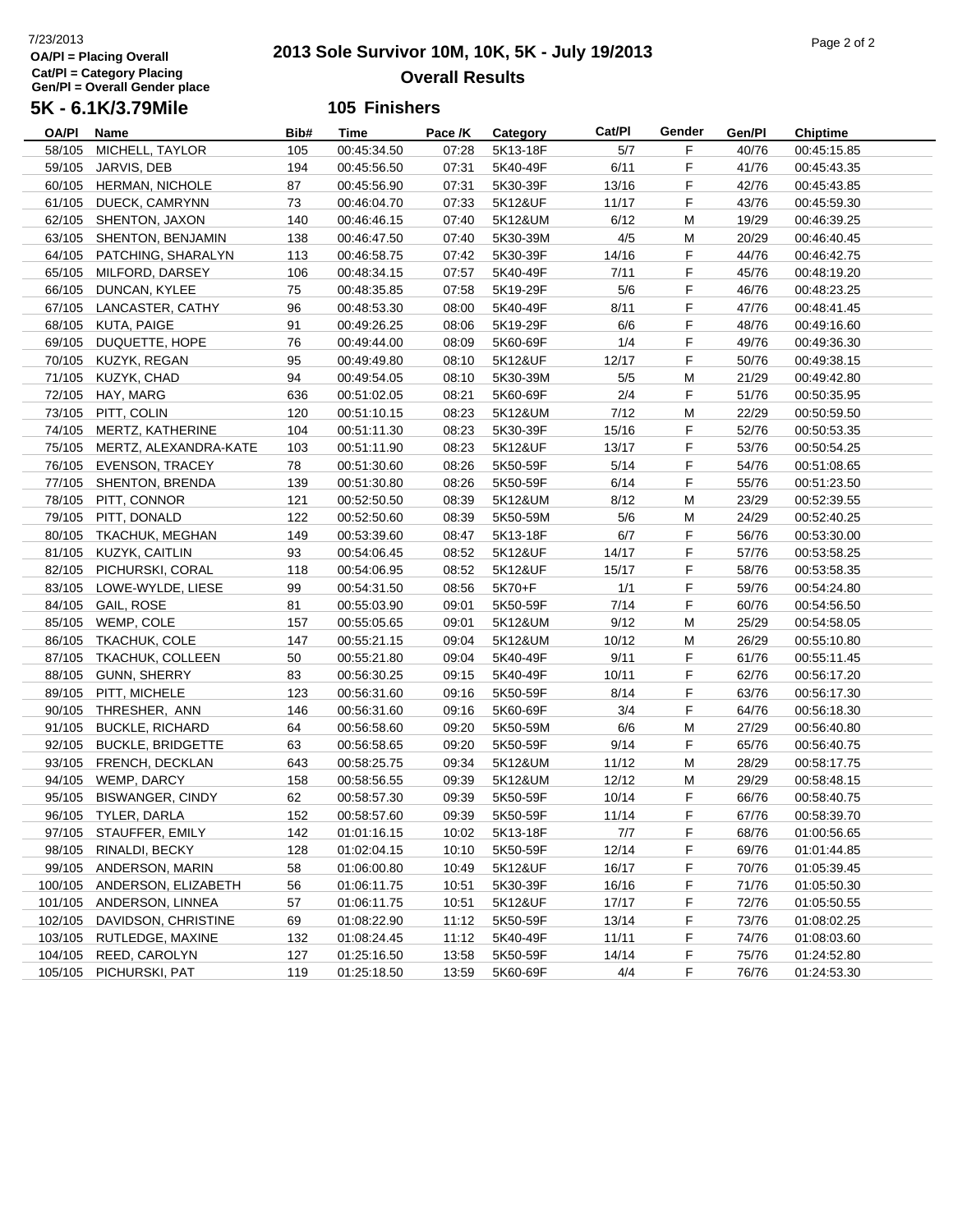7/23/2013

**OA/Pl = Placing Overall**
**Cat/Pl = Category Placing**
**Gen/Pl = Overall Gender place**

# 2013 Sole Survivor 10M, 10K, 5K - July 19/2013

## Overall Results

### 5K - 6.1K/3.79Mile

**105 Finishers**

| OA/Pl | Name | Bib# | Time | Pace /K | Category | Cat/Pl | Gender | Gen/Pl | Chiptime |
|---|---|---|---|---|---|---|---|---|---|
| 58/105 | MICHELL, TAYLOR | 105 | 00:45:34.50 | 07:28 | 5K13-18F | 5/7 | F | 40/76 | 00:45:15.85 |
| 59/105 | JARVIS, DEB | 194 | 00:45:56.50 | 07:31 | 5K40-49F | 6/11 | F | 41/76 | 00:45:43.35 |
| 60/105 | HERMAN, NICHOLE | 87 | 00:45:56.90 | 07:31 | 5K30-39F | 13/16 | F | 42/76 | 00:45:43.85 |
| 61/105 | DUECK, CAMRYNN | 73 | 00:46:04.70 | 07:33 | 5K12&UF | 11/17 | F | 43/76 | 00:45:59.30 |
| 62/105 | SHENTON, JAXON | 140 | 00:46:46.15 | 07:40 | 5K12&UM | 6/12 | M | 19/29 | 00:46:39.25 |
| 63/105 | SHENTON, BENJAMIN | 138 | 00:46:47.50 | 07:40 | 5K30-39M | 4/5 | M | 20/29 | 00:46:40.45 |
| 64/105 | PATCHING, SHARALYN | 113 | 00:46:58.75 | 07:42 | 5K30-39F | 14/16 | F | 44/76 | 00:46:42.75 |
| 65/105 | MILFORD, DARSEY | 106 | 00:48:34.15 | 07:57 | 5K40-49F | 7/11 | F | 45/76 | 00:48:19.20 |
| 66/105 | DUNCAN, KYLEE | 75 | 00:48:35.85 | 07:58 | 5K19-29F | 5/6 | F | 46/76 | 00:48:23.25 |
| 67/105 | LANCASTER, CATHY | 96 | 00:48:53.30 | 08:00 | 5K40-49F | 8/11 | F | 47/76 | 00:48:41.45 |
| 68/105 | KUTA, PAIGE | 91 | 00:49:26.25 | 08:06 | 5K19-29F | 6/6 | F | 48/76 | 00:49:16.60 |
| 69/105 | DUQUETTE, HOPE | 76 | 00:49:44.00 | 08:09 | 5K60-69F | 1/4 | F | 49/76 | 00:49:36.30 |
| 70/105 | KUZYK, REGAN | 95 | 00:49:49.80 | 08:10 | 5K12&UF | 12/17 | F | 50/76 | 00:49:38.15 |
| 71/105 | KUZYK, CHAD | 94 | 00:49:54.05 | 08:10 | 5K30-39M | 5/5 | M | 21/29 | 00:49:42.80 |
| 72/105 | HAY, MARG | 636 | 00:51:02.05 | 08:21 | 5K60-69F | 2/4 | F | 51/76 | 00:50:35.95 |
| 73/105 | PITT, COLIN | 120 | 00:51:10.15 | 08:23 | 5K12&UM | 7/12 | M | 22/29 | 00:50:59.50 |
| 74/105 | MERTZ, KATHERINE | 104 | 00:51:11.30 | 08:23 | 5K30-39F | 15/16 | F | 52/76 | 00:50:53.35 |
| 75/105 | MERTZ, ALEXANDRA-KATE | 103 | 00:51:11.90 | 08:23 | 5K12&UF | 13/17 | F | 53/76 | 00:50:54.25 |
| 76/105 | EVENSON, TRACEY | 78 | 00:51:30.60 | 08:26 | 5K50-59F | 5/14 | F | 54/76 | 00:51:08.65 |
| 77/105 | SHENTON, BRENDA | 139 | 00:51:30.80 | 08:26 | 5K50-59F | 6/14 | F | 55/76 | 00:51:23.50 |
| 78/105 | PITT, CONNOR | 121 | 00:52:50.50 | 08:39 | 5K12&UM | 8/12 | M | 23/29 | 00:52:39.55 |
| 79/105 | PITT, DONALD | 122 | 00:52:50.60 | 08:39 | 5K50-59M | 5/6 | M | 24/29 | 00:52:40.25 |
| 80/105 | TKACHUK, MEGHAN | 149 | 00:53:39.60 | 08:47 | 5K13-18F | 6/7 | F | 56/76 | 00:53:30.00 |
| 81/105 | KUZYK, CAITLIN | 93 | 00:54:06.45 | 08:52 | 5K12&UF | 14/17 | F | 57/76 | 00:53:58.25 |
| 82/105 | PICHURSKI, CORAL | 118 | 00:54:06.95 | 08:52 | 5K12&UF | 15/17 | F | 58/76 | 00:53:58.35 |
| 83/105 | LOWE-WYLDE, LIESE | 99 | 00:54:31.50 | 08:56 | 5K70+F | 1/1 | F | 59/76 | 00:54:24.80 |
| 84/105 | GAIL, ROSE | 81 | 00:55:03.90 | 09:01 | 5K50-59F | 7/14 | F | 60/76 | 00:54:56.50 |
| 85/105 | WEMP, COLE | 157 | 00:55:05.65 | 09:01 | 5K12&UM | 9/12 | M | 25/29 | 00:54:58.05 |
| 86/105 | TKACHUK, COLE | 147 | 00:55:21.15 | 09:04 | 5K12&UM | 10/12 | M | 26/29 | 00:55:10.80 |
| 87/105 | TKACHUK, COLLEEN | 50 | 00:55:21.80 | 09:04 | 5K40-49F | 9/11 | F | 61/76 | 00:55:11.45 |
| 88/105 | GUNN, SHERRY | 83 | 00:56:30.25 | 09:15 | 5K40-49F | 10/11 | F | 62/76 | 00:56:17.20 |
| 89/105 | PITT, MICHELE | 123 | 00:56:31.60 | 09:16 | 5K50-59F | 8/14 | F | 63/76 | 00:56:17.30 |
| 90/105 | THRESHER, ANN | 146 | 00:56:31.60 | 09:16 | 5K60-69F | 3/4 | F | 64/76 | 00:56:18.30 |
| 91/105 | BUCKLE, RICHARD | 64 | 00:56:58.60 | 09:20 | 5K50-59M | 6/6 | M | 27/29 | 00:56:40.80 |
| 92/105 | BUCKLE, BRIDGETTE | 63 | 00:56:58.65 | 09:20 | 5K50-59F | 9/14 | F | 65/76 | 00:56:40.75 |
| 93/105 | FRENCH, DECKLAN | 643 | 00:58:25.75 | 09:34 | 5K12&UM | 11/12 | M | 28/29 | 00:58:17.75 |
| 94/105 | WEMP, DARCY | 158 | 00:58:56.55 | 09:39 | 5K12&UM | 12/12 | M | 29/29 | 00:58:48.15 |
| 95/105 | BISWANGER, CINDY | 62 | 00:58:57.30 | 09:39 | 5K50-59F | 10/14 | F | 66/76 | 00:58:40.75 |
| 96/105 | TYLER, DARLA | 152 | 00:58:57.60 | 09:39 | 5K50-59F | 11/14 | F | 67/76 | 00:58:39.70 |
| 97/105 | STAUFFER, EMILY | 142 | 01:01:16.15 | 10:02 | 5K13-18F | 7/7 | F | 68/76 | 01:00:56.65 |
| 98/105 | RINALDI, BECKY | 128 | 01:02:04.15 | 10:10 | 5K50-59F | 12/14 | F | 69/76 | 01:01:44.85 |
| 99/105 | ANDERSON, MARIN | 58 | 01:06:00.80 | 10:49 | 5K12&UF | 16/17 | F | 70/76 | 01:05:39.45 |
| 100/105 | ANDERSON, ELIZABETH | 56 | 01:06:11.75 | 10:51 | 5K30-39F | 16/16 | F | 71/76 | 01:05:50.30 |
| 101/105 | ANDERSON, LINNEA | 57 | 01:06:11.75 | 10:51 | 5K12&UF | 17/17 | F | 72/76 | 01:05:50.55 |
| 102/105 | DAVIDSON, CHRISTINE | 69 | 01:08:22.90 | 11:12 | 5K50-59F | 13/14 | F | 73/76 | 01:08:02.25 |
| 103/105 | RUTLEDGE, MAXINE | 132 | 01:08:24.45 | 11:12 | 5K40-49F | 11/11 | F | 74/76 | 01:08:03.60 |
| 104/105 | REED, CAROLYN | 127 | 01:25:16.50 | 13:58 | 5K50-59F | 14/14 | F | 75/76 | 01:24:52.80 |
| 105/105 | PICHURSKI, PAT | 119 | 01:25:18.50 | 13:59 | 5K60-69F | 4/4 | F | 76/76 | 01:24:53.30 |